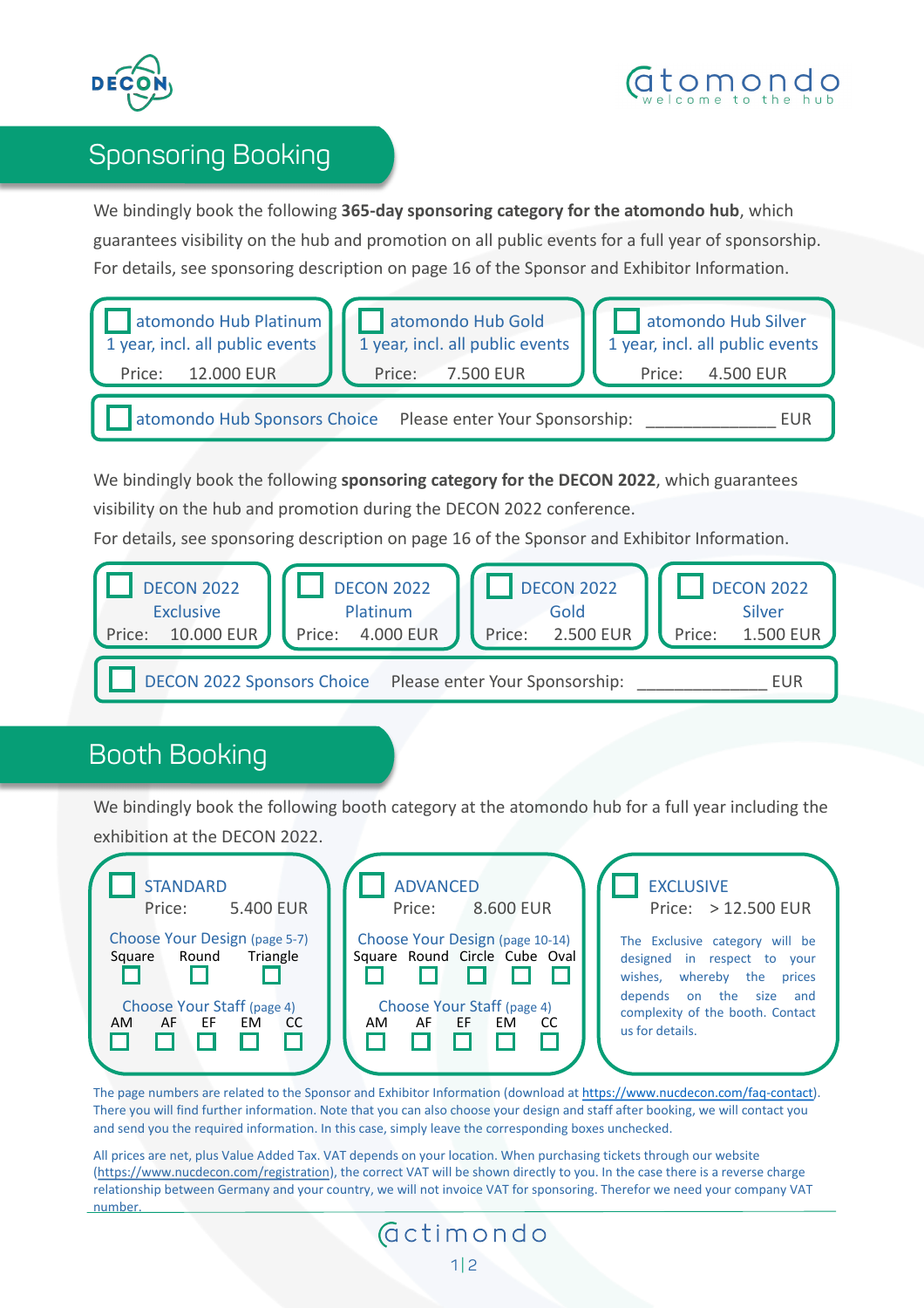## Sponsoring Booking

We bindingly book the following **365-day sponsoring category for the atomondo hub**, which guarantees visibility on the hub and promotion on all public events for a full year of sponsorship. For details, see sponsoring description on page 16 of the Sponsor and Exhibitor Information.

| atomondo Hub Platinum | atomondo Hub Gold | atomondo Hub Silver |
| --- | --- | --- |
| 1 year, incl. all public events | 1 year, incl. all public events | 1 year, incl. all public events |
| Price: 12.000 EUR | Price: 7.500 EUR | Price: 4.500 EUR |

atomondo Hub Sponsors Choice — Please enter Your Sponsorship: ______________ EUR

We bindingly book the following **sponsoring category for the DECON 2022**, which guarantees visibility on the hub and promotion during the DECON 2022 conference.
For details, see sponsoring description on page 16 of the Sponsor and Exhibitor Information.

| DECON 2022 Exclusive | DECON 2022 Platinum | DECON 2022 Gold | DECON 2022 Silver |
| --- | --- | --- | --- |
| Price: 10.000 EUR | Price: 4.000 EUR | Price: 2.500 EUR | Price: 1.500 EUR |

DECON 2022 Sponsors Choice — Please enter Your Sponsorship: ______________ EUR

## Booth Booking

We bindingly book the following booth category at the atomondo hub for a full year including the exhibition at the DECON 2022.

**STANDARD**
Price: 5.400 EUR

Choose Your Design (page 5-7): Square, Round, Triangle

Choose Your Staff (page 4): AM, AF, EF, EM, CC

**ADVANCED**
Price: 8.600 EUR

Choose Your Design (page 10-14): Square, Round, Circle, Cube, Oval

Choose Your Staff (page 4): AM, AF, EF, EM, CC

**EXCLUSIVE**
Price: > 12.500 EUR

The Exclusive category will be designed in respect to your wishes, whereby the prices depends on the size and complexity of the booth. Contact us for details.

The page numbers are related to the Sponsor and Exhibitor Information (download at https://www.nucdecon.com/faq-contact). There you will find further information. Note that you can also choose your design and staff after booking, we will contact you and send you the required information. In this case, simply leave the corresponding boxes unchecked.

All prices are net, plus Value Added Tax. VAT depends on your location. When purchasing tickets through our website (https://www.nucdecon.com/registration), the correct VAT will be shown directly to you. In the case there is a reverse charge relationship between Germany and your country, we will not invoice VAT for sponsoring. Therefor we need your company VAT number.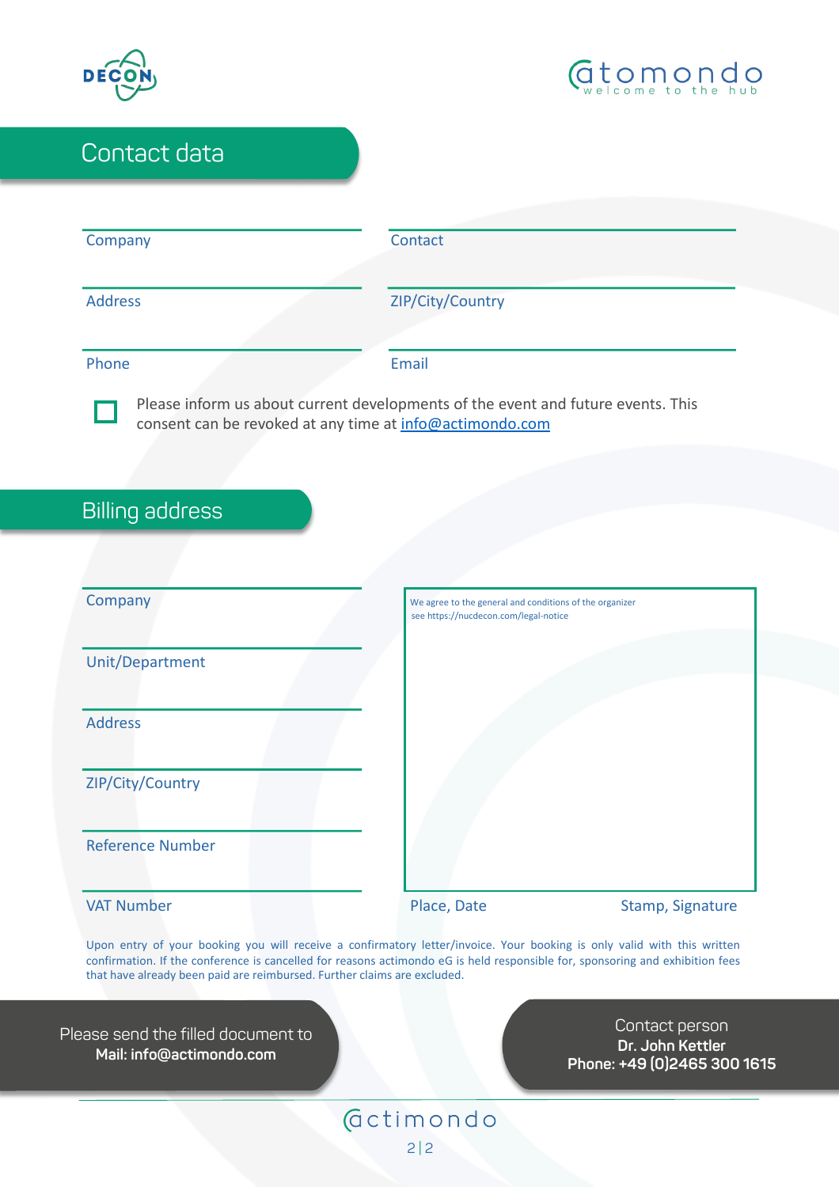## Contact data

Company

Contact

Address

ZIP/City/Country

Phone

Email

☐ Please inform us about current developments of the event and future events. This consent can be revoked at any time at info@actimondo.com

## Billing address

Company

Unit/Department

Address

ZIP/City/Country

Reference Number

VAT Number

We agree to the general and conditions of the organizer
see https://nucdecon.com/legal-notice

Place, Date

Stamp, Signature

Upon entry of your booking you will receive a confirmatory letter/invoice. Your booking is only valid with this written confirmation. If the conference is cancelled for reasons actimondo eG is held responsible for, sponsoring and exhibition fees that have already been paid are reimbursed. Further claims are excluded.

Please send the filled document to
**Mail: info@actimondo.com**

Contact person
**Dr. John Kettler**
**Phone: +49 (0)2465 300 1615**